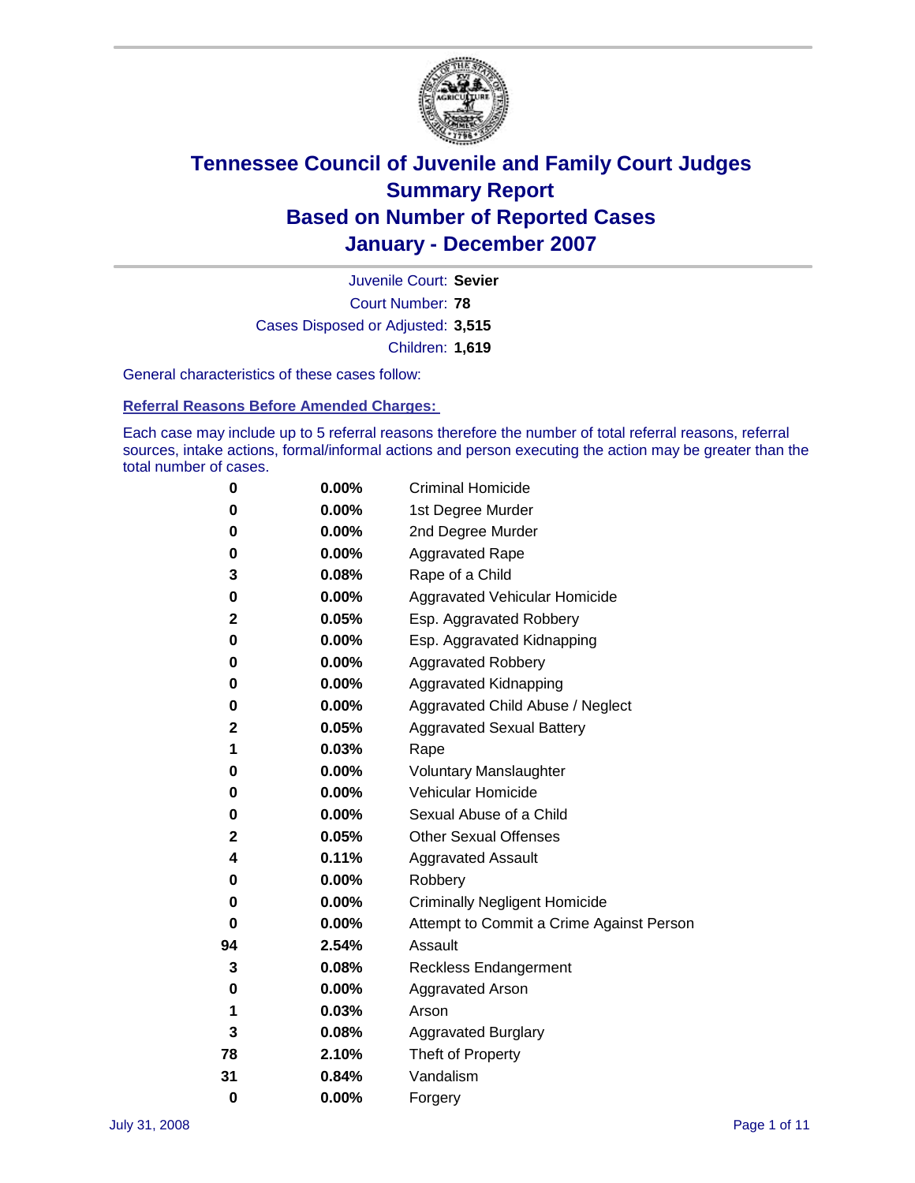# Tennessee Council of Juvenile and Family Court Judges
# Summary Report
# Based on Number of Reported Cases
# January - December 2007

Juvenile Court: **Sevier**

Court Number: **78**

Cases Disposed or Adjusted: **3,515**

Children: **1,619**

General characteristics of these cases follow:

## Referral Reasons Before Amended Charges:

Each case may include up to 5 referral reasons therefore the number of total referral reasons, referral sources, intake actions, formal/informal actions and person executing the action may be greater than the total number of cases.

| | | |
|---|---|---|
| 0 | 0.00% | Criminal Homicide |
| 0 | 0.00% | 1st Degree Murder |
| 0 | 0.00% | 2nd Degree Murder |
| 0 | 0.00% | Aggravated Rape |
| 3 | 0.08% | Rape of a Child |
| 0 | 0.00% | Aggravated Vehicular Homicide |
| 2 | 0.05% | Esp. Aggravated Robbery |
| 0 | 0.00% | Esp. Aggravated Kidnapping |
| 0 | 0.00% | Aggravated Robbery |
| 0 | 0.00% | Aggravated Kidnapping |
| 0 | 0.00% | Aggravated Child Abuse / Neglect |
| 2 | 0.05% | Aggravated Sexual Battery |
| 1 | 0.03% | Rape |
| 0 | 0.00% | Voluntary Manslaughter |
| 0 | 0.00% | Vehicular Homicide |
| 0 | 0.00% | Sexual Abuse of a Child |
| 2 | 0.05% | Other Sexual Offenses |
| 4 | 0.11% | Aggravated Assault |
| 0 | 0.00% | Robbery |
| 0 | 0.00% | Criminally Negligent Homicide |
| 0 | 0.00% | Attempt to Commit a Crime Against Person |
| 94 | 2.54% | Assault |
| 3 | 0.08% | Reckless Endangerment |
| 0 | 0.00% | Aggravated Arson |
| 1 | 0.03% | Arson |
| 3 | 0.08% | Aggravated Burglary |
| 78 | 2.10% | Theft of Property |
| 31 | 0.84% | Vandalism |
| 0 | 0.00% | Forgery |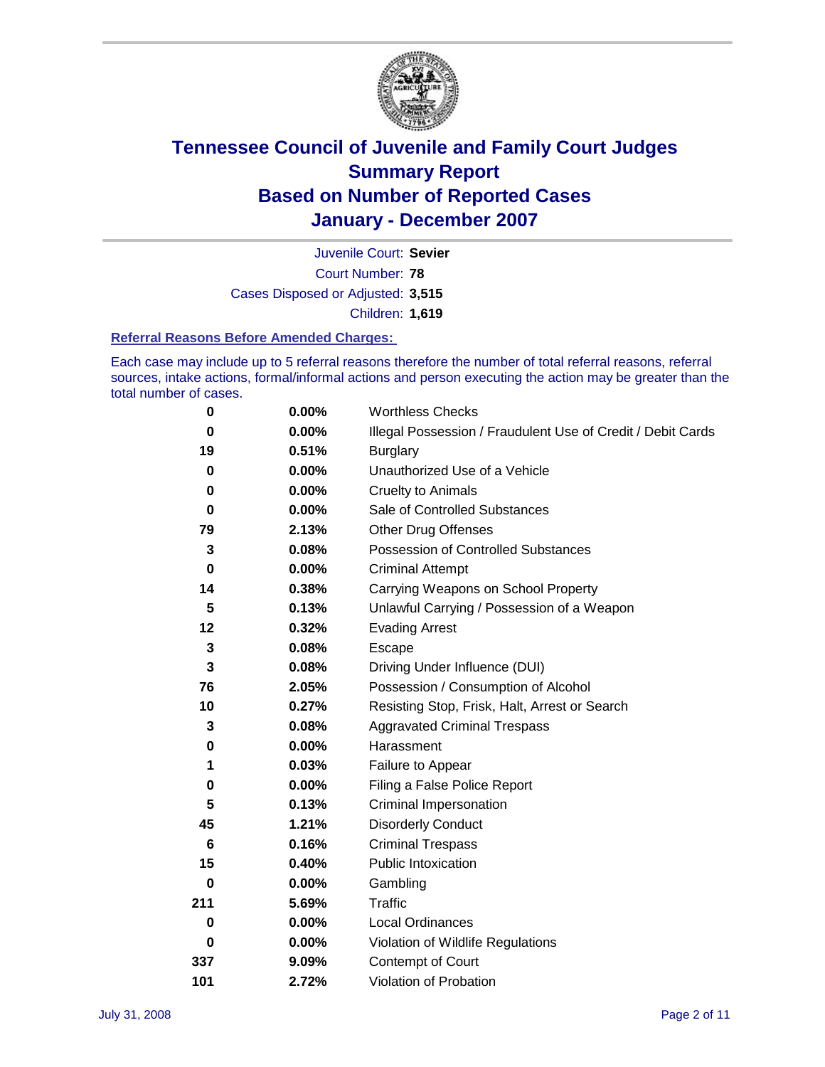# Tennessee Council of Juvenile and Family Court Judges Summary Report Based on Number of Reported Cases January - December 2007

Juvenile Court: **Sevier**

Court Number: **78**

Cases Disposed or Adjusted: **3,515**

Children: **1,619**

### Referral Reasons Before Amended Charges:

Each case may include up to 5 referral reasons therefore the number of total referral reasons, referral sources, intake actions, formal/informal actions and person executing the action may be greater than the total number of cases.

| Count | Percent | Reason |
|---|---|---|
| **0** | **0.00%** | Worthless Checks |
| **0** | **0.00%** | Illegal Possession / Fraudulent Use of Credit / Debit Cards |
| **19** | **0.51%** | Burglary |
| **0** | **0.00%** | Unauthorized Use of a Vehicle |
| **0** | **0.00%** | Cruelty to Animals |
| **0** | **0.00%** | Sale of Controlled Substances |
| **79** | **2.13%** | Other Drug Offenses |
| **3** | **0.08%** | Possession of Controlled Substances |
| **0** | **0.00%** | Criminal Attempt |
| **14** | **0.38%** | Carrying Weapons on School Property |
| **5** | **0.13%** | Unlawful Carrying / Possession of a Weapon |
| **12** | **0.32%** | Evading Arrest |
| **3** | **0.08%** | Escape |
| **3** | **0.08%** | Driving Under Influence (DUI) |
| **76** | **2.05%** | Possession / Consumption of Alcohol |
| **10** | **0.27%** | Resisting Stop, Frisk, Halt, Arrest or Search |
| **3** | **0.08%** | Aggravated Criminal Trespass |
| **0** | **0.00%** | Harassment |
| **1** | **0.03%** | Failure to Appear |
| **0** | **0.00%** | Filing a False Police Report |
| **5** | **0.13%** | Criminal Impersonation |
| **45** | **1.21%** | Disorderly Conduct |
| **6** | **0.16%** | Criminal Trespass |
| **15** | **0.40%** | Public Intoxication |
| **0** | **0.00%** | Gambling |
| **211** | **5.69%** | Traffic |
| **0** | **0.00%** | Local Ordinances |
| **0** | **0.00%** | Violation of Wildlife Regulations |
| **337** | **9.09%** | Contempt of Court |
| **101** | **2.72%** | Violation of Probation |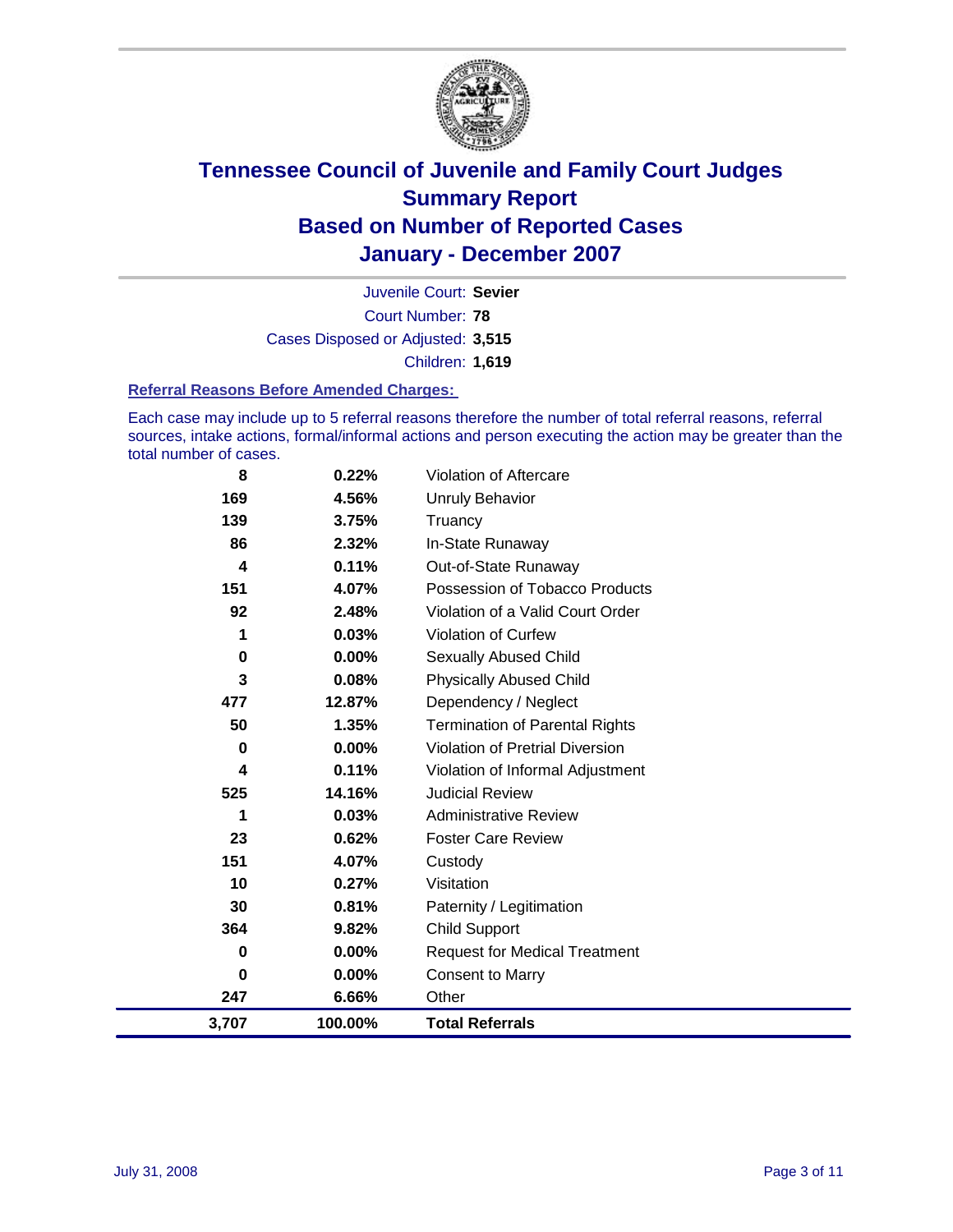# Tennessee Council of Juvenile and Family Court Judges
## Summary Report
## Based on Number of Reported Cases
## January - December 2007

Juvenile Court: **Sevier**

Court Number: **78**

Cases Disposed or Adjusted: **3,515**

Children: **1,619**

### Referral Reasons Before Amended Charges:

Each case may include up to 5 referral reasons therefore the number of total referral reasons, referral sources, intake actions, formal/informal actions and person executing the action may be greater than the total number of cases.

| Count | Percent | Referral Reason |
|---|---|---|
| 8 | 0.22% | Violation of Aftercare |
| 169 | 4.56% | Unruly Behavior |
| 139 | 3.75% | Truancy |
| 86 | 2.32% | In-State Runaway |
| 4 | 0.11% | Out-of-State Runaway |
| 151 | 4.07% | Possession of Tobacco Products |
| 92 | 2.48% | Violation of a Valid Court Order |
| 1 | 0.03% | Violation of Curfew |
| 0 | 0.00% | Sexually Abused Child |
| 3 | 0.08% | Physically Abused Child |
| 477 | 12.87% | Dependency / Neglect |
| 50 | 1.35% | Termination of Parental Rights |
| 0 | 0.00% | Violation of Pretrial Diversion |
| 4 | 0.11% | Violation of Informal Adjustment |
| 525 | 14.16% | Judicial Review |
| 1 | 0.03% | Administrative Review |
| 23 | 0.62% | Foster Care Review |
| 151 | 4.07% | Custody |
| 10 | 0.27% | Visitation |
| 30 | 0.81% | Paternity / Legitimation |
| 364 | 9.82% | Child Support |
| 0 | 0.00% | Request for Medical Treatment |
| 0 | 0.00% | Consent to Marry |
| 247 | 6.66% | Other |
| **3,707** | **100.00%** | **Total Referrals** |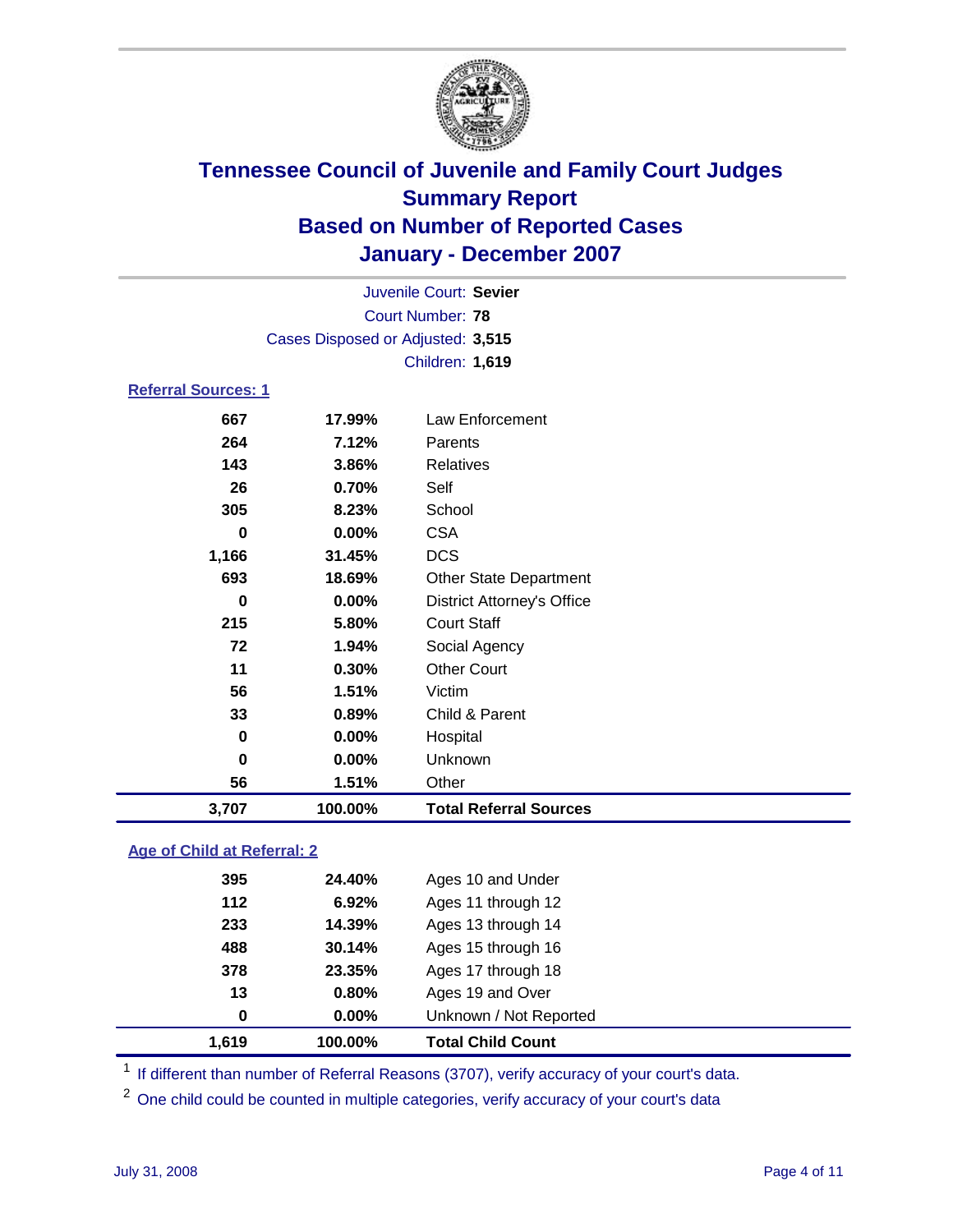# Tennessee Council of Juvenile and Family Court Judges
## Summary Report
## Based on Number of Reported Cases
## January - December 2007

Juvenile Court: **Sevier**
Court Number: **78**
Cases Disposed or Adjusted: **3,515**
Children: **1,619**

### Referral Sources: 1

| | | |
|---|---|---|
| 667 | 17.99% | Law Enforcement |
| 264 | 7.12% | Parents |
| 143 | 3.86% | Relatives |
| 26 | 0.70% | Self |
| 305 | 8.23% | School |
| 0 | 0.00% | CSA |
| 1,166 | 31.45% | DCS |
| 693 | 18.69% | Other State Department |
| 0 | 0.00% | District Attorney's Office |
| 215 | 5.80% | Court Staff |
| 72 | 1.94% | Social Agency |
| 11 | 0.30% | Other Court |
| 56 | 1.51% | Victim |
| 33 | 0.89% | Child & Parent |
| 0 | 0.00% | Hospital |
| 0 | 0.00% | Unknown |
| 56 | 1.51% | Other |
| **3,707** | **100.00%** | **Total Referral Sources** |

### Age of Child at Referral: 2

| | | |
|---|---|---|
| 395 | 24.40% | Ages 10 and Under |
| 112 | 6.92% | Ages 11 through 12 |
| 233 | 14.39% | Ages 13 through 14 |
| 488 | 30.14% | Ages 15 through 16 |
| 378 | 23.35% | Ages 17 through 18 |
| 13 | 0.80% | Ages 19 and Over |
| 0 | 0.00% | Unknown / Not Reported |
| **1,619** | **100.00%** | **Total Child Count** |

[1] If different than number of Referral Reasons (3707), verify accuracy of your court's data.

[2] One child could be counted in multiple categories, verify accuracy of your court's data

July 31, 2008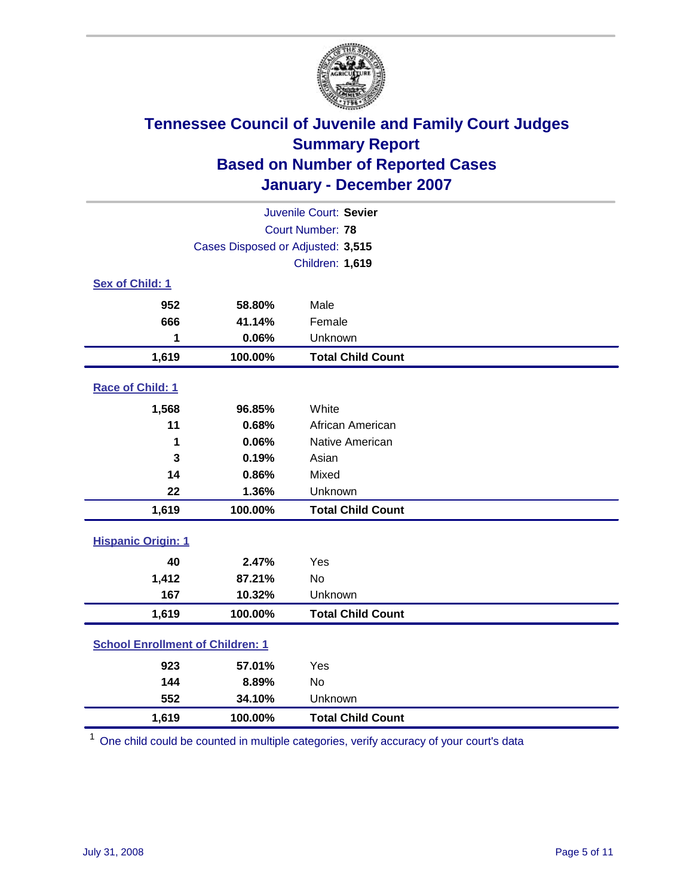# Tennessee Council of Juvenile and Family Court Judges
## Summary Report
## Based on Number of Reported Cases
## January - December 2007

Juvenile Court: **Sevier**
Court Number: **78**
Cases Disposed or Adjusted: **3,515**
Children: **1,619**

### Sex of Child: 1

| Count | Percent | Category |
|---|---|---|
| 952 | 58.80% | Male |
| 666 | 41.14% | Female |
| 1 | 0.06% | Unknown |
| **1,619** | **100.00%** | **Total Child Count** |

### Race of Child: 1

| Count | Percent | Category |
|---|---|---|
| 1,568 | 96.85% | White |
| 11 | 0.68% | African American |
| 1 | 0.06% | Native American |
| 3 | 0.19% | Asian |
| 14 | 0.86% | Mixed |
| 22 | 1.36% | Unknown |
| **1,619** | **100.00%** | **Total Child Count** |

### Hispanic Origin: 1

| Count | Percent | Category |
|---|---|---|
| 40 | 2.47% | Yes |
| 1,412 | 87.21% | No |
| 167 | 10.32% | Unknown |
| **1,619** | **100.00%** | **Total Child Count** |

### School Enrollment of Children: 1

| Count | Percent | Category |
|---|---|---|
| 923 | 57.01% | Yes |
| 144 | 8.89% | No |
| 552 | 34.10% | Unknown |
| **1,619** | **100.00%** | **Total Child Count** |

[1] One child could be counted in multiple categories, verify accuracy of your court's data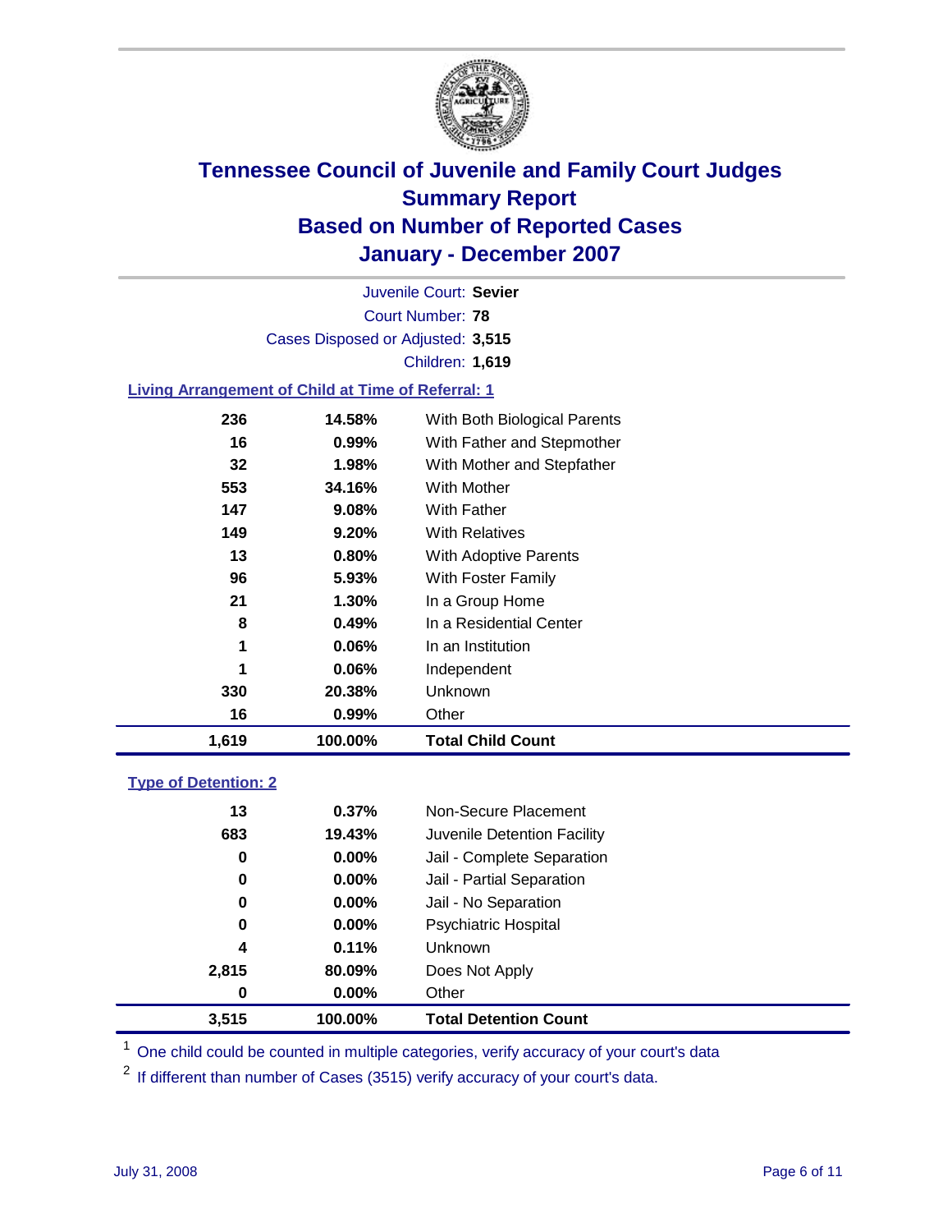# Tennessee Council of Juvenile and Family Court Judges
## Summary Report
## Based on Number of Reported Cases
## January - December 2007

Juvenile Court: **Sevier**

Court Number: **78**

Cases Disposed or Adjusted: **3,515**

Children: **1,619**

### Living Arrangement of Child at Time of Referral: 1

| Count | Percent | Category |
|---|---|---|
| 236 | 14.58% | With Both Biological Parents |
| 16 | 0.99% | With Father and Stepmother |
| 32 | 1.98% | With Mother and Stepfather |
| 553 | 34.16% | With Mother |
| 147 | 9.08% | With Father |
| 149 | 9.20% | With Relatives |
| 13 | 0.80% | With Adoptive Parents |
| 96 | 5.93% | With Foster Family |
| 21 | 1.30% | In a Group Home |
| 8 | 0.49% | In a Residential Center |
| 1 | 0.06% | In an Institution |
| 1 | 0.06% | Independent |
| 330 | 20.38% | Unknown |
| 16 | 0.99% | Other |
| **1,619** | **100.00%** | **Total Child Count** |

### Type of Detention: 2

| Count | Percent | Category |
|---|---|---|
| 13 | 0.37% | Non-Secure Placement |
| 683 | 19.43% | Juvenile Detention Facility |
| 0 | 0.00% | Jail - Complete Separation |
| 0 | 0.00% | Jail - Partial Separation |
| 0 | 0.00% | Jail - No Separation |
| 0 | 0.00% | Psychiatric Hospital |
| 4 | 0.11% | Unknown |
| 2,815 | 80.09% | Does Not Apply |
| 0 | 0.00% | Other |
| **3,515** | **100.00%** | **Total Detention Count** |

[1] One child could be counted in multiple categories, verify accuracy of your court's data

[2] If different than number of Cases (3515) verify accuracy of your court's data.

July 31, 2008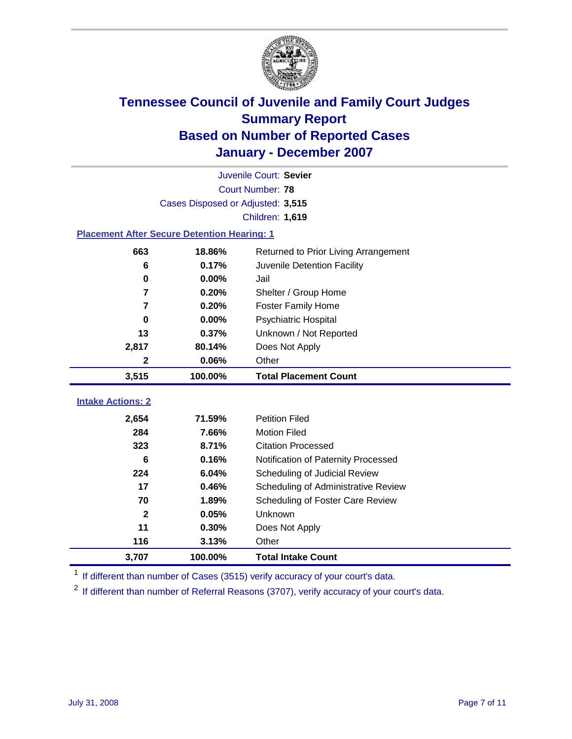# Tennessee Council of Juvenile and Family Court Judges
## Summary Report
## Based on Number of Reported Cases
## January - December 2007

Juvenile Court: **Sevier**
Court Number: **78**
Cases Disposed or Adjusted: **3,515**
Children: **1,619**

### Placement After Secure Detention Hearing: 1

| Count | Percent | Placement |
|---|---|---|
| 663 | 18.86% | Returned to Prior Living Arrangement |
| 6 | 0.17% | Juvenile Detention Facility |
| 0 | 0.00% | Jail |
| 7 | 0.20% | Shelter / Group Home |
| 7 | 0.20% | Foster Family Home |
| 0 | 0.00% | Psychiatric Hospital |
| 13 | 0.37% | Unknown / Not Reported |
| 2,817 | 80.14% | Does Not Apply |
| 2 | 0.06% | Other |
| **3,515** | **100.00%** | **Total Placement Count** |

### Intake Actions: 2

| Count | Percent | Intake Action |
|---|---|---|
| 2,654 | 71.59% | Petition Filed |
| 284 | 7.66% | Motion Filed |
| 323 | 8.71% | Citation Processed |
| 6 | 0.16% | Notification of Paternity Processed |
| 224 | 6.04% | Scheduling of Judicial Review |
| 17 | 0.46% | Scheduling of Administrative Review |
| 70 | 1.89% | Scheduling of Foster Care Review |
| 2 | 0.05% | Unknown |
| 11 | 0.30% | Does Not Apply |
| 116 | 3.13% | Other |
| **3,707** | **100.00%** | **Total Intake Count** |

[1] If different than number of Cases (3515) verify accuracy of your court's data.

[2] If different than number of Referral Reasons (3707), verify accuracy of your court's data.

July 31, 2008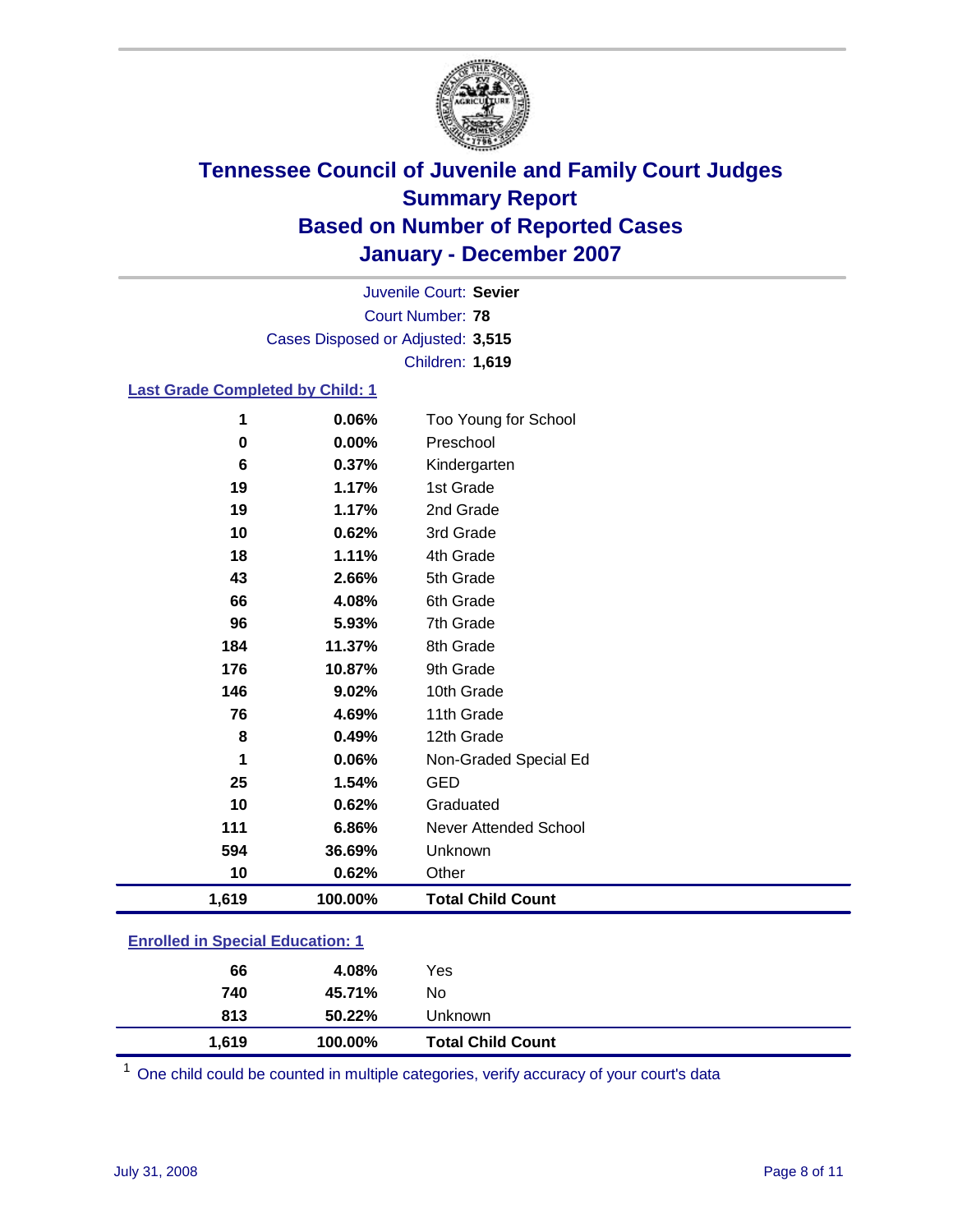# Tennessee Council of Juvenile and Family Court Judges
## Summary Report
## Based on Number of Reported Cases
## January - December 2007

Juvenile Court: **Sevier**
Court Number: **78**
Cases Disposed or Adjusted: **3,515**
Children: **1,619**

### Last Grade Completed by Child: 1

| Count | Percent | Category |
|---|---|---|
| 1 | 0.06% | Too Young for School |
| 0 | 0.00% | Preschool |
| 6 | 0.37% | Kindergarten |
| 19 | 1.17% | 1st Grade |
| 19 | 1.17% | 2nd Grade |
| 10 | 0.62% | 3rd Grade |
| 18 | 1.11% | 4th Grade |
| 43 | 2.66% | 5th Grade |
| 66 | 4.08% | 6th Grade |
| 96 | 5.93% | 7th Grade |
| 184 | 11.37% | 8th Grade |
| 176 | 10.87% | 9th Grade |
| 146 | 9.02% | 10th Grade |
| 76 | 4.69% | 11th Grade |
| 8 | 0.49% | 12th Grade |
| 1 | 0.06% | Non-Graded Special Ed |
| 25 | 1.54% | GED |
| 10 | 0.62% | Graduated |
| 111 | 6.86% | Never Attended School |
| 594 | 36.69% | Unknown |
| 10 | 0.62% | Other |
| **1,619** | **100.00%** | **Total Child Count** |

### Enrolled in Special Education: 1

| Count | Percent | Category |
|---|---|---|
| 66 | 4.08% | Yes |
| 740 | 45.71% | No |
| 813 | 50.22% | Unknown |
| **1,619** | **100.00%** | **Total Child Count** |

[1] One child could be counted in multiple categories, verify accuracy of your court's data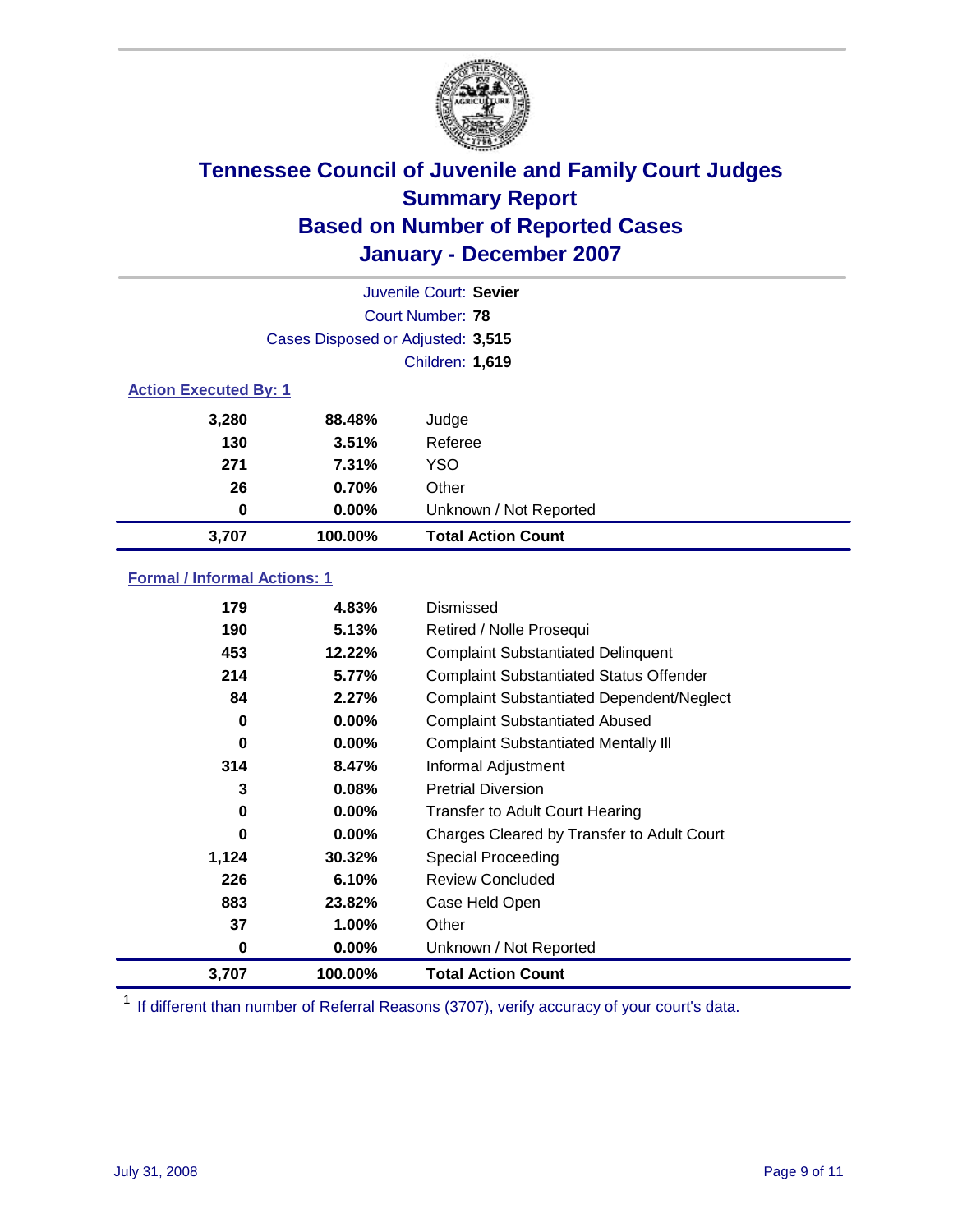# Tennessee Council of Juvenile and Family Court Judges
## Summary Report
## Based on Number of Reported Cases
## January - December 2007

Juvenile Court: **Sevier**
Court Number: **78**
Cases Disposed or Adjusted: **3,515**
Children: **1,619**

### Action Executed By: 1

| | | |
|---|---|---|
| 3,280 | 88.48% | Judge |
| 130 | 3.51% | Referee |
| 271 | 7.31% | YSO |
| 26 | 0.70% | Other |
| 0 | 0.00% | Unknown / Not Reported |
| **3,707** | **100.00%** | **Total Action Count** |

### Formal / Informal Actions: 1

| | | |
|---|---|---|
| 179 | 4.83% | Dismissed |
| 190 | 5.13% | Retired / Nolle Prosequi |
| 453 | 12.22% | Complaint Substantiated Delinquent |
| 214 | 5.77% | Complaint Substantiated Status Offender |
| 84 | 2.27% | Complaint Substantiated Dependent/Neglect |
| 0 | 0.00% | Complaint Substantiated Abused |
| 0 | 0.00% | Complaint Substantiated Mentally Ill |
| 314 | 8.47% | Informal Adjustment |
| 3 | 0.08% | Pretrial Diversion |
| 0 | 0.00% | Transfer to Adult Court Hearing |
| 0 | 0.00% | Charges Cleared by Transfer to Adult Court |
| 1,124 | 30.32% | Special Proceeding |
| 226 | 6.10% | Review Concluded |
| 883 | 23.82% | Case Held Open |
| 37 | 1.00% | Other |
| 0 | 0.00% | Unknown / Not Reported |
| **3,707** | **100.00%** | **Total Action Count** |

[1] If different than number of Referral Reasons (3707), verify accuracy of your court's data.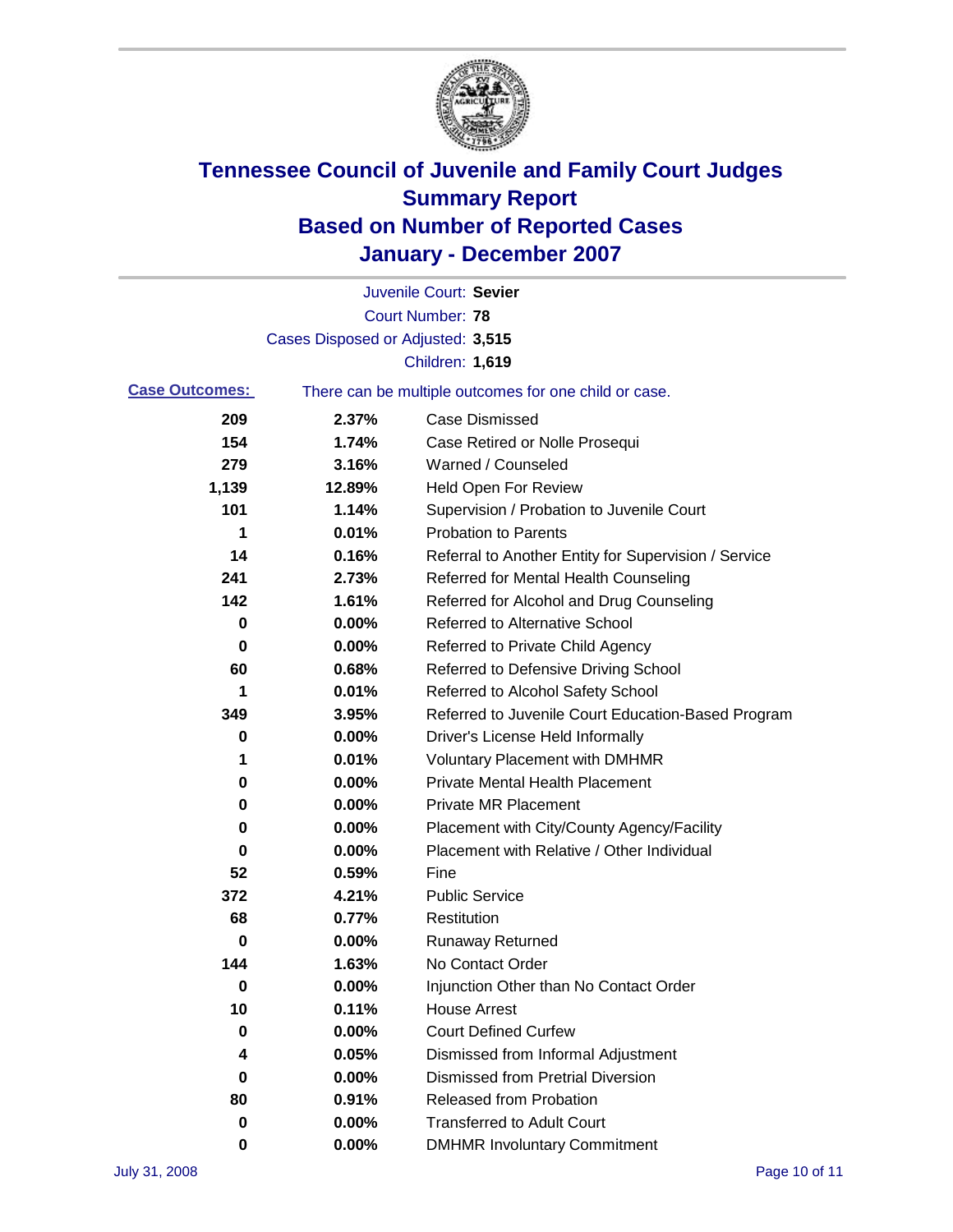# Tennessee Council of Juvenile and Family Court Judges
## Summary Report
## Based on Number of Reported Cases
## January - December 2007

Juvenile Court: **Sevier**
Court Number: **78**
Cases Disposed or Adjusted: **3,515**
Children: **1,619**

**Case Outcomes:** There can be multiple outcomes for one child or case.

| Count | Percent | Outcome |
|---|---|---|
| 209 | 2.37% | Case Dismissed |
| 154 | 1.74% | Case Retired or Nolle Prosequi |
| 279 | 3.16% | Warned / Counseled |
| 1,139 | 12.89% | Held Open For Review |
| 101 | 1.14% | Supervision / Probation to Juvenile Court |
| 1 | 0.01% | Probation to Parents |
| 14 | 0.16% | Referral to Another Entity for Supervision / Service |
| 241 | 2.73% | Referred for Mental Health Counseling |
| 142 | 1.61% | Referred for Alcohol and Drug Counseling |
| 0 | 0.00% | Referred to Alternative School |
| 0 | 0.00% | Referred to Private Child Agency |
| 60 | 0.68% | Referred to Defensive Driving School |
| 1 | 0.01% | Referred to Alcohol Safety School |
| 349 | 3.95% | Referred to Juvenile Court Education-Based Program |
| 0 | 0.00% | Driver's License Held Informally |
| 1 | 0.01% | Voluntary Placement with DMHMR |
| 0 | 0.00% | Private Mental Health Placement |
| 0 | 0.00% | Private MR Placement |
| 0 | 0.00% | Placement with City/County Agency/Facility |
| 0 | 0.00% | Placement with Relative / Other Individual |
| 52 | 0.59% | Fine |
| 372 | 4.21% | Public Service |
| 68 | 0.77% | Restitution |
| 0 | 0.00% | Runaway Returned |
| 144 | 1.63% | No Contact Order |
| 0 | 0.00% | Injunction Other than No Contact Order |
| 10 | 0.11% | House Arrest |
| 0 | 0.00% | Court Defined Curfew |
| 4 | 0.05% | Dismissed from Informal Adjustment |
| 0 | 0.00% | Dismissed from Pretrial Diversion |
| 80 | 0.91% | Released from Probation |
| 0 | 0.00% | Transferred to Adult Court |
| 0 | 0.00% | DMHMR Involuntary Commitment |

July 31, 2008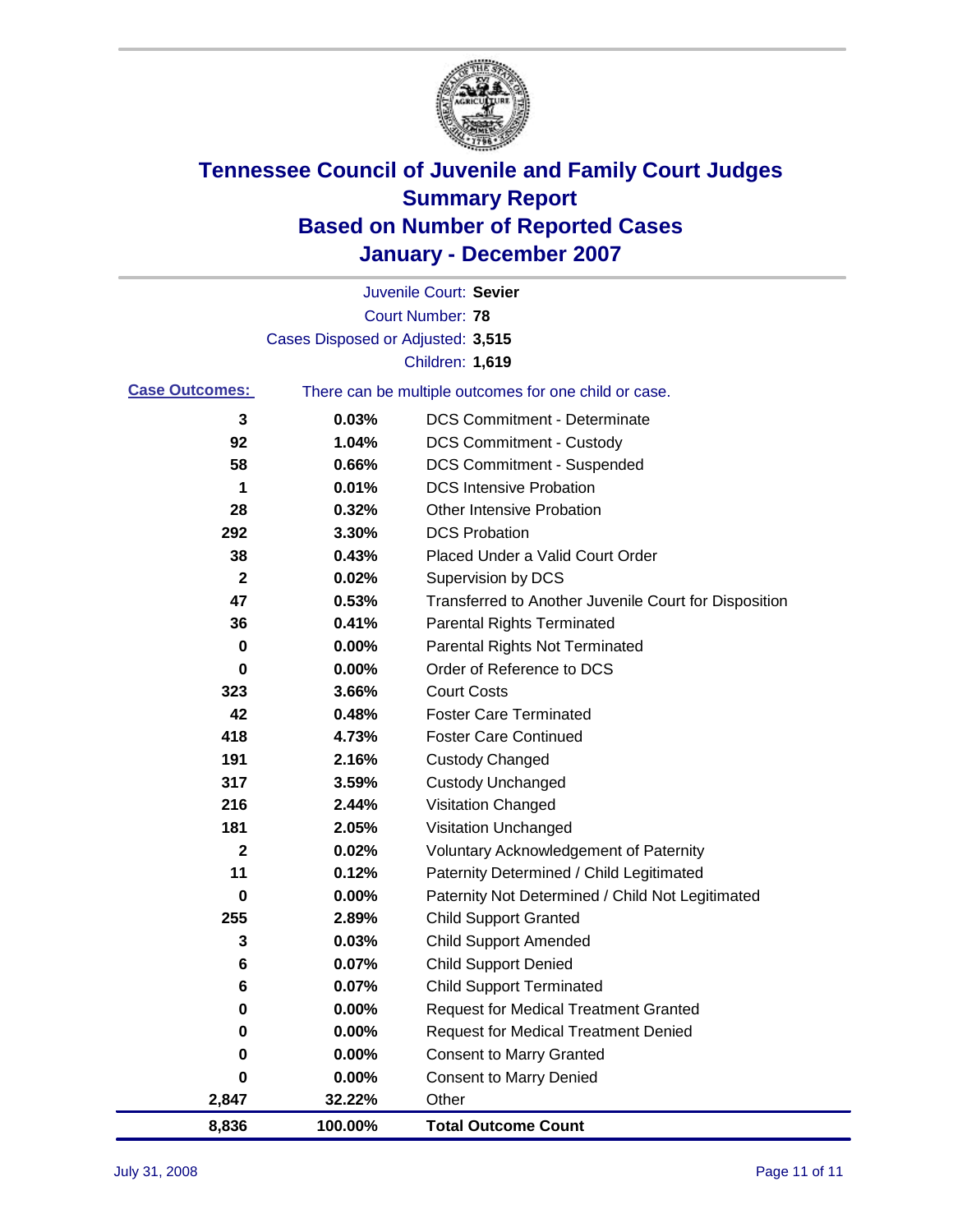# Tennessee Council of Juvenile and Family Court Judges
## Summary Report
## Based on Number of Reported Cases
## January - December 2007

Juvenile Court: **Sevier**

Court Number: **78**

Cases Disposed or Adjusted: **3,515**

Children: **1,619**

**Case Outcomes:** There can be multiple outcomes for one child or case.

| | | |
|---|---|---|
| 3 | 0.03% | DCS Commitment - Determinate |
| 92 | 1.04% | DCS Commitment - Custody |
| 58 | 0.66% | DCS Commitment - Suspended |
| 1 | 0.01% | DCS Intensive Probation |
| 28 | 0.32% | Other Intensive Probation |
| 292 | 3.30% | DCS Probation |
| 38 | 0.43% | Placed Under a Valid Court Order |
| 2 | 0.02% | Supervision by DCS |
| 47 | 0.53% | Transferred to Another Juvenile Court for Disposition |
| 36 | 0.41% | Parental Rights Terminated |
| 0 | 0.00% | Parental Rights Not Terminated |
| 0 | 0.00% | Order of Reference to DCS |
| 323 | 3.66% | Court Costs |
| 42 | 0.48% | Foster Care Terminated |
| 418 | 4.73% | Foster Care Continued |
| 191 | 2.16% | Custody Changed |
| 317 | 3.59% | Custody Unchanged |
| 216 | 2.44% | Visitation Changed |
| 181 | 2.05% | Visitation Unchanged |
| 2 | 0.02% | Voluntary Acknowledgement of Paternity |
| 11 | 0.12% | Paternity Determined / Child Legitimated |
| 0 | 0.00% | Paternity Not Determined / Child Not Legitimated |
| 255 | 2.89% | Child Support Granted |
| 3 | 0.03% | Child Support Amended |
| 6 | 0.07% | Child Support Denied |
| 6 | 0.07% | Child Support Terminated |
| 0 | 0.00% | Request for Medical Treatment Granted |
| 0 | 0.00% | Request for Medical Treatment Denied |
| 0 | 0.00% | Consent to Marry Granted |
| 0 | 0.00% | Consent to Marry Denied |
| 2,847 | 32.22% | Other |
| **8,836** | **100.00%** | **Total Outcome Count** |

July 31, 2008